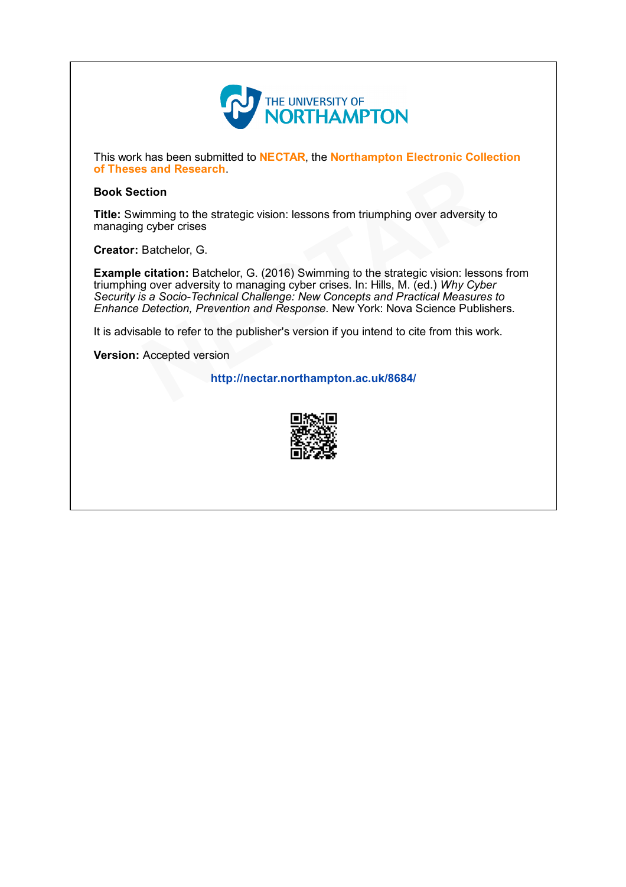THE UNIVERSITY OF NORTHAMPTON

This work has been submitted to **NECTAR**, the **Northampton Electronic Collection of Theses and Research**.

**Book Section**

**Title:** Swimming to the strategic vision: lessons from triumphing over adversity to managing cyber crises

**Creator:** Batchelor, G.

**Example citation:** Batchelor, G. (2016) Swimming to the strategic vision: lessons from triumphing over adversity to managing cyber crises. In: Hills, M. (ed.) *Why Cyber Security is a Socio-Technical Challenge: New Concepts and Practical Measures to Enhance Detection, Prevention and Response.* New York: Nova Science Publishers.

It is advisable to refer to the publisher's version if you intend to cite from this work.

**Version:** Accepted version

**http://nectar.northampton.ac.uk/8684/**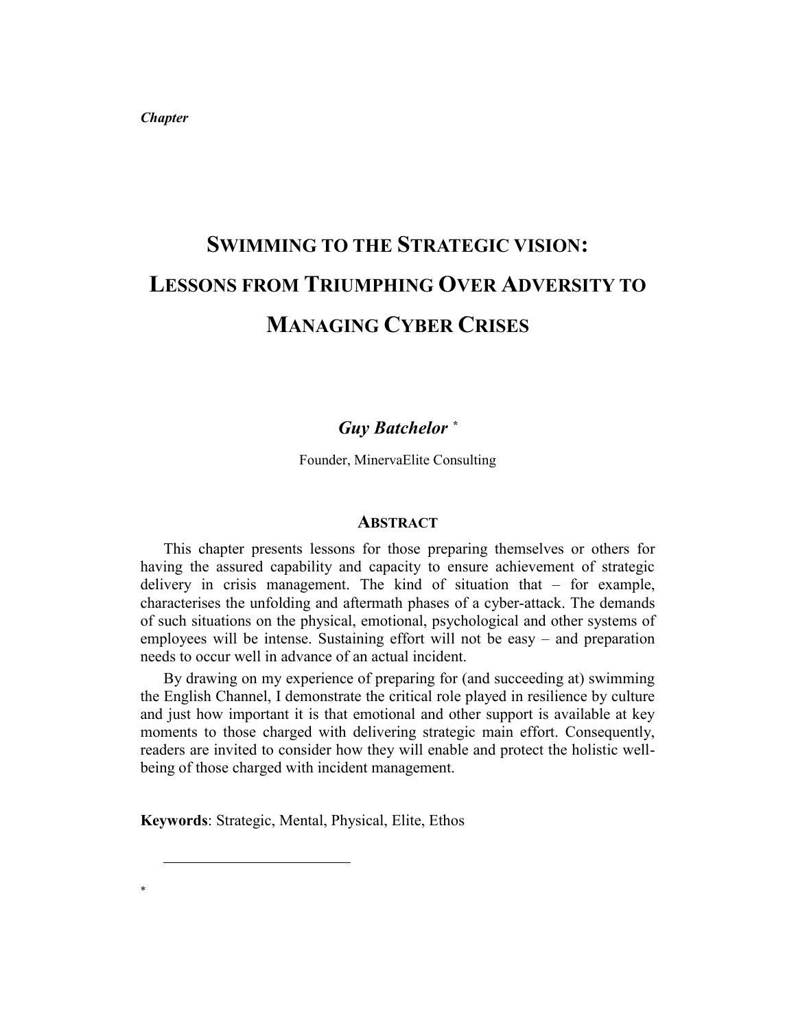*Chapter*

# SWIMMING TO THE STRATEGIC VISION: LESSONS FROM TRIUMPHING OVER ADVERSITY TO MANAGING CYBER CRISES

***Guy Batchelor*** [*]

Founder, MinervaElite Consulting

## ABSTRACT

This chapter presents lessons for those preparing themselves or others for having the assured capability and capacity to ensure achievement of strategic delivery in crisis management. The kind of situation that – for example, characterises the unfolding and aftermath phases of a cyber-attack. The demands of such situations on the physical, emotional, psychological and other systems of employees will be intense. Sustaining effort will not be easy – and preparation needs to occur well in advance of an actual incident.

By drawing on my experience of preparing for (and succeeding at) swimming the English Channel, I demonstrate the critical role played in resilience by culture and just how important it is that emotional and other support is available at key moments to those charged with delivering strategic main effort. Consequently, readers are invited to consider how they will enable and protect the holistic well-being of those charged with incident management.

**Keywords**: Strategic, Mental, Physical, Elite, Ethos

---

*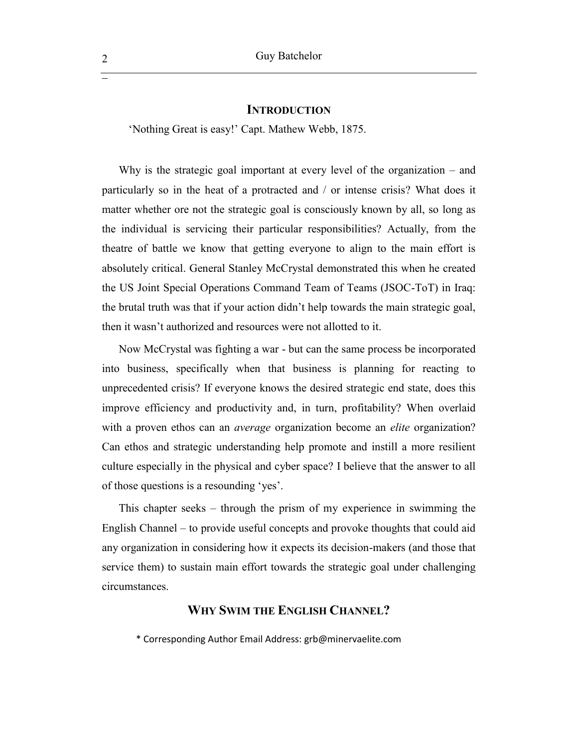## INTRODUCTION

'Nothing Great is easy!' Capt. Mathew Webb, 1875.

Why is the strategic goal important at every level of the organization – and particularly so in the heat of a protracted and / or intense crisis? What does it matter whether ore not the strategic goal is consciously known by all, so long as the individual is servicing their particular responsibilities? Actually, from the theatre of battle we know that getting everyone to align to the main effort is absolutely critical. General Stanley McCrystal demonstrated this when he created the US Joint Special Operations Command Team of Teams (JSOC-ToT) in Iraq: the brutal truth was that if your action didn't help towards the main strategic goal, then it wasn't authorized and resources were not allotted to it.

Now McCrystal was fighting a war - but can the same process be incorporated into business, specifically when that business is planning for reacting to unprecedented crisis? If everyone knows the desired strategic end state, does this improve efficiency and productivity and, in turn, profitability? When overlaid with a proven ethos can an *average* organization become an *elite* organization? Can ethos and strategic understanding help promote and instill a more resilient culture especially in the physical and cyber space? I believe that the answer to all of those questions is a resounding 'yes'.

This chapter seeks – through the prism of my experience in swimming the English Channel – to provide useful concepts and provoke thoughts that could aid any organization in considering how it expects its decision-makers (and those that service them) to sustain main effort towards the strategic goal under challenging circumstances.

## WHY SWIM THE ENGLISH CHANNEL?

* Corresponding Author Email Address: grb@minervaelite.com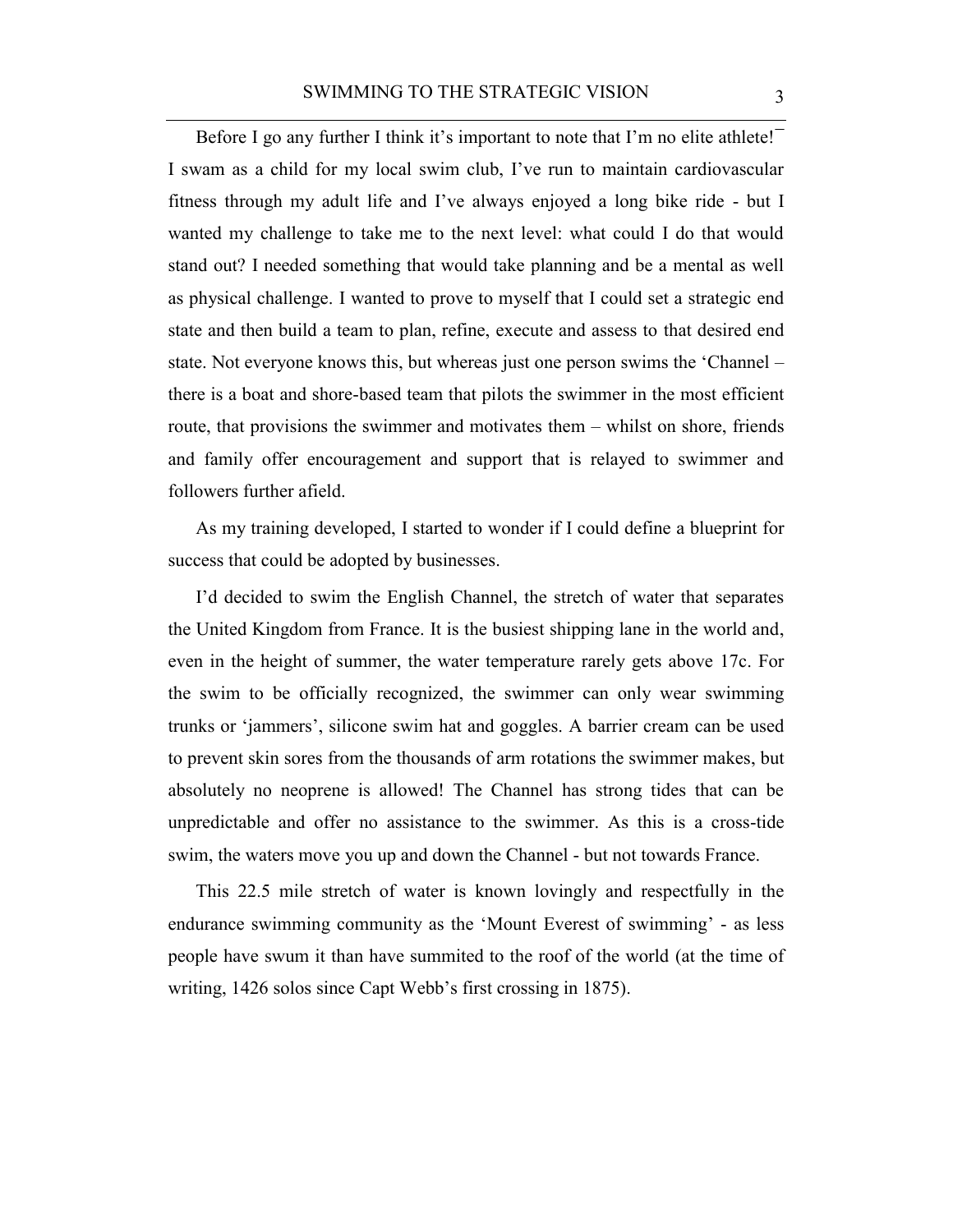Before I go any further I think it's important to note that I'm no elite athlete!‾ I swam as a child for my local swim club, I've run to maintain cardiovascular fitness through my adult life and I've always enjoyed a long bike ride - but I wanted my challenge to take me to the next level: what could I do that would stand out? I needed something that would take planning and be a mental as well as physical challenge. I wanted to prove to myself that I could set a strategic end state and then build a team to plan, refine, execute and assess to that desired end state. Not everyone knows this, but whereas just one person swims the 'Channel – there is a boat and shore-based team that pilots the swimmer in the most efficient route, that provisions the swimmer and motivates them – whilst on shore, friends and family offer encouragement and support that is relayed to swimmer and followers further afield.

As my training developed, I started to wonder if I could define a blueprint for success that could be adopted by businesses.

I'd decided to swim the English Channel, the stretch of water that separates the United Kingdom from France. It is the busiest shipping lane in the world and, even in the height of summer, the water temperature rarely gets above 17c. For the swim to be officially recognized, the swimmer can only wear swimming trunks or 'jammers', silicone swim hat and goggles. A barrier cream can be used to prevent skin sores from the thousands of arm rotations the swimmer makes, but absolutely no neoprene is allowed! The Channel has strong tides that can be unpredictable and offer no assistance to the swimmer. As this is a cross-tide swim, the waters move you up and down the Channel - but not towards France.

This 22.5 mile stretch of water is known lovingly and respectfully in the endurance swimming community as the 'Mount Everest of swimming' - as less people have swum it than have summited to the roof of the world (at the time of writing, 1426 solos since Capt Webb's first crossing in 1875).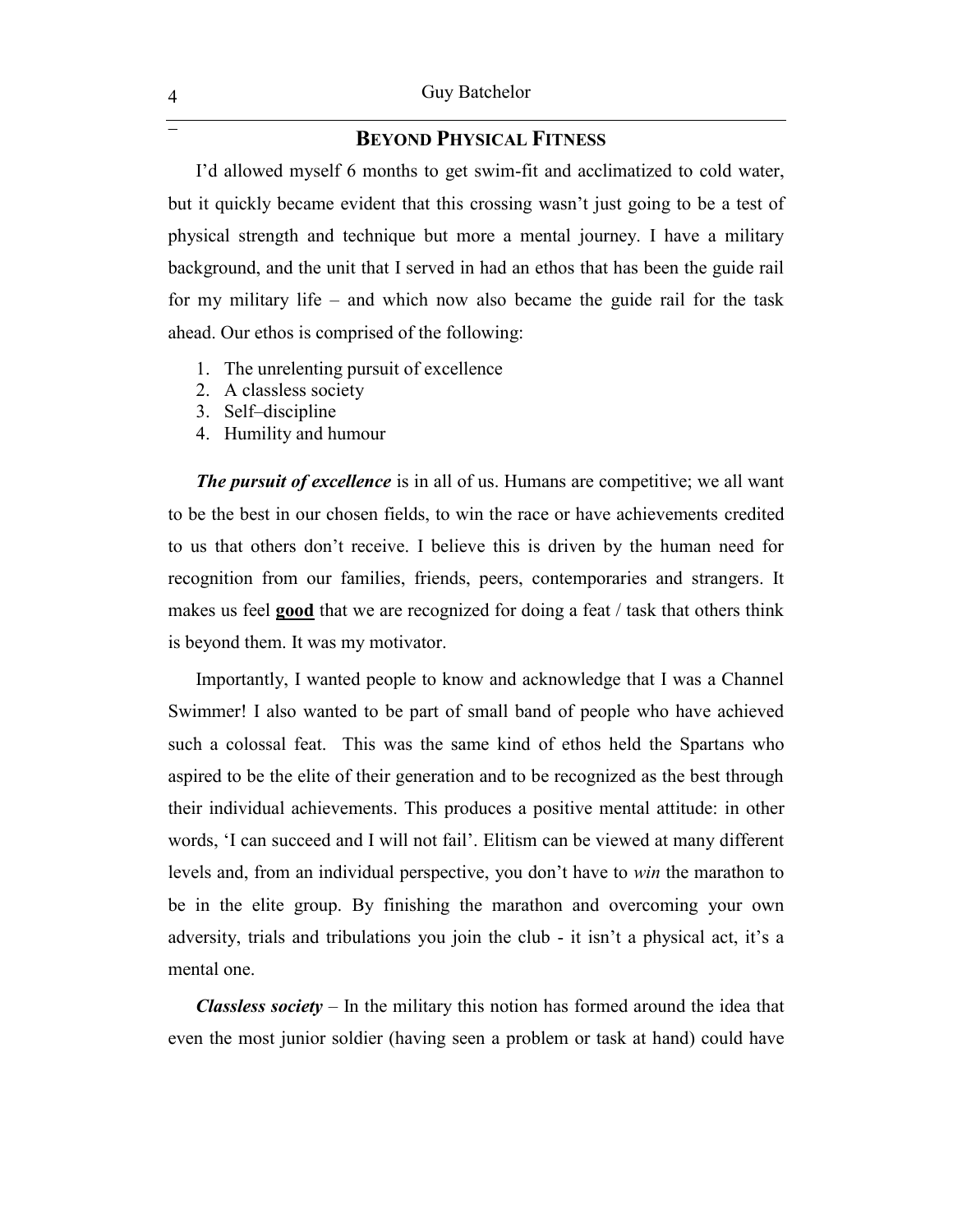## BEYOND PHYSICAL FITNESS

I'd allowed myself 6 months to get swim-fit and acclimatized to cold water, but it quickly became evident that this crossing wasn't just going to be a test of physical strength and technique but more a mental journey. I have a military background, and the unit that I served in had an ethos that has been the guide rail for my military life – and which now also became the guide rail for the task ahead. Our ethos is comprised of the following:

1. The unrelenting pursuit of excellence
2. A classless society
3. Self–discipline
4. Humility and humour

***The pursuit of excellence*** is in all of us. Humans are competitive; we all want to be the best in our chosen fields, to win the race or have achievements credited to us that others don't receive. I believe this is driven by the human need for recognition from our families, friends, peers, contemporaries and strangers. It makes us feel <u>**good**</u> that we are recognized for doing a feat / task that others think is beyond them. It was my motivator.

Importantly, I wanted people to know and acknowledge that I was a Channel Swimmer! I also wanted to be part of small band of people who have achieved such a colossal feat. This was the same kind of ethos held the Spartans who aspired to be the elite of their generation and to be recognized as the best through their individual achievements. This produces a positive mental attitude: in other words, 'I can succeed and I will not fail'. Elitism can be viewed at many different levels and, from an individual perspective, you don't have to *win* the marathon to be in the elite group. By finishing the marathon and overcoming your own adversity, trials and tribulations you join the club - it isn't a physical act, it's a mental one.

***Classless society*** – In the military this notion has formed around the idea that even the most junior soldier (having seen a problem or task at hand) could have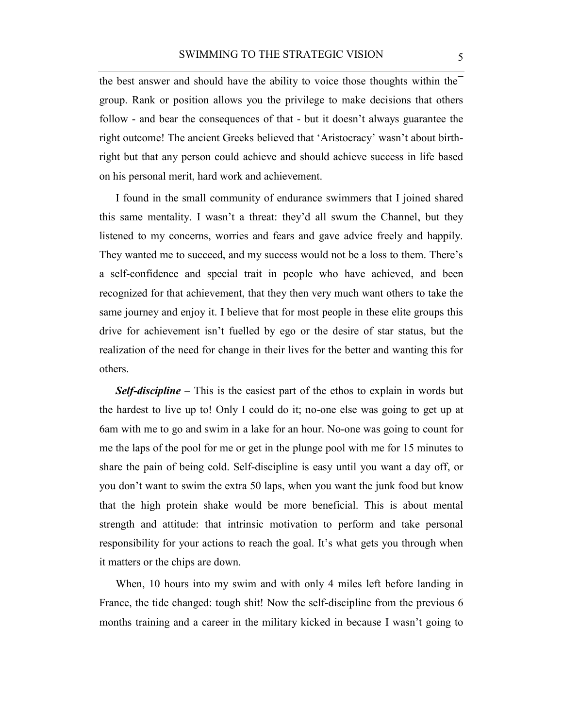the best answer and should have the ability to voice those thoughts within the group. Rank or position allows you the privilege to make decisions that others follow - and bear the consequences of that - but it doesn't always guarantee the right outcome! The ancient Greeks believed that 'Aristocracy' wasn't about birth-right but that any person could achieve and should achieve success in life based on his personal merit, hard work and achievement.

I found in the small community of endurance swimmers that I joined shared this same mentality. I wasn't a threat: they'd all swum the Channel, but they listened to my concerns, worries and fears and gave advice freely and happily. They wanted me to succeed, and my success would not be a loss to them. There's a self-confidence and special trait in people who have achieved, and been recognized for that achievement, that they then very much want others to take the same journey and enjoy it. I believe that for most people in these elite groups this drive for achievement isn't fuelled by ego or the desire of star status, but the realization of the need for change in their lives for the better and wanting this for others.

***Self-discipline*** – This is the easiest part of the ethos to explain in words but the hardest to live up to! Only I could do it; no-one else was going to get up at 6am with me to go and swim in a lake for an hour. No-one was going to count for me the laps of the pool for me or get in the plunge pool with me for 15 minutes to share the pain of being cold. Self-discipline is easy until you want a day off, or you don't want to swim the extra 50 laps, when you want the junk food but know that the high protein shake would be more beneficial. This is about mental strength and attitude: that intrinsic motivation to perform and take personal responsibility for your actions to reach the goal. It's what gets you through when it matters or the chips are down.

When, 10 hours into my swim and with only 4 miles left before landing in France, the tide changed: tough shit! Now the self-discipline from the previous 6 months training and a career in the military kicked in because I wasn't going to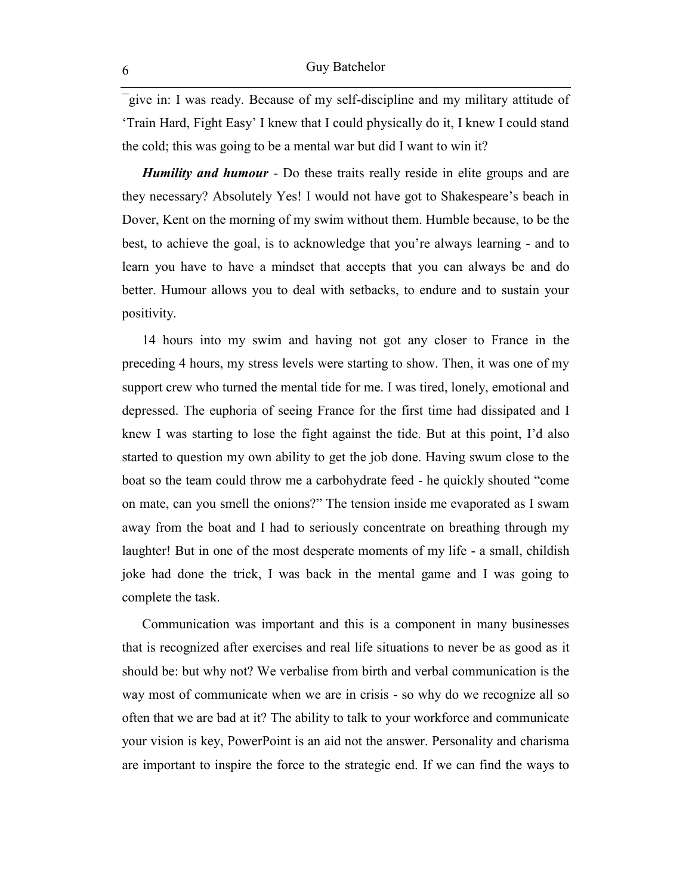¯give in: I was ready. Because of my self-discipline and my military attitude of 'Train Hard, Fight Easy' I knew that I could physically do it, I knew I could stand the cold; this was going to be a mental war but did I want to win it?

***Humility and humour*** - Do these traits really reside in elite groups and are they necessary? Absolutely Yes! I would not have got to Shakespeare's beach in Dover, Kent on the morning of my swim without them. Humble because, to be the best, to achieve the goal, is to acknowledge that you're always learning - and to learn you have to have a mindset that accepts that you can always be and do better. Humour allows you to deal with setbacks, to endure and to sustain your positivity.

14 hours into my swim and having not got any closer to France in the preceding 4 hours, my stress levels were starting to show. Then, it was one of my support crew who turned the mental tide for me. I was tired, lonely, emotional and depressed. The euphoria of seeing France for the first time had dissipated and I knew I was starting to lose the fight against the tide. But at this point, I'd also started to question my own ability to get the job done. Having swum close to the boat so the team could throw me a carbohydrate feed - he quickly shouted "come on mate, can you smell the onions?" The tension inside me evaporated as I swam away from the boat and I had to seriously concentrate on breathing through my laughter! But in one of the most desperate moments of my life - a small, childish joke had done the trick, I was back in the mental game and I was going to complete the task.

Communication was important and this is a component in many businesses that is recognized after exercises and real life situations to never be as good as it should be: but why not? We verbalise from birth and verbal communication is the way most of communicate when we are in crisis - so why do we recognize all so often that we are bad at it? The ability to talk to your workforce and communicate your vision is key, PowerPoint is an aid not the answer. Personality and charisma are important to inspire the force to the strategic end. If we can find the ways to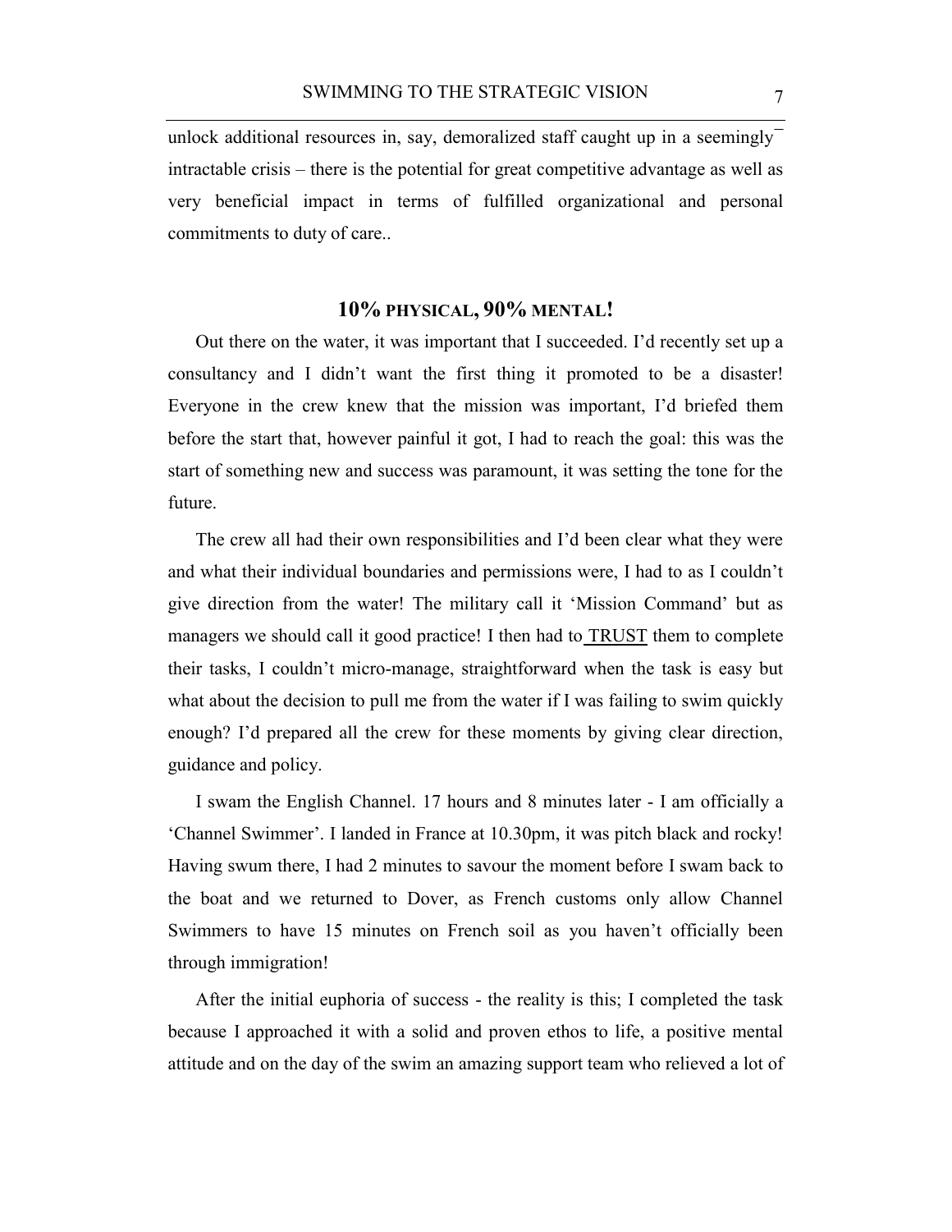unlock additional resources in, say, demoralized staff caught up in a seemingly intractable crisis – there is the potential for great competitive advantage as well as very beneficial impact in terms of fulfilled organizational and personal commitments to duty of care..

## 10% PHYSICAL, 90% MENTAL!

Out there on the water, it was important that I succeeded. I'd recently set up a consultancy and I didn't want the first thing it promoted to be a disaster! Everyone in the crew knew that the mission was important, I'd briefed them before the start that, however painful it got, I had to reach the goal: this was the start of something new and success was paramount, it was setting the tone for the future.

The crew all had their own responsibilities and I'd been clear what they were and what their individual boundaries and permissions were, I had to as I couldn't give direction from the water! The military call it 'Mission Command' but as managers we should call it good practice! I then had to TRUST them to complete their tasks, I couldn't micro-manage, straightforward when the task is easy but what about the decision to pull me from the water if I was failing to swim quickly enough? I'd prepared all the crew for these moments by giving clear direction, guidance and policy.

I swam the English Channel. 17 hours and 8 minutes later - I am officially a 'Channel Swimmer'. I landed in France at 10.30pm, it was pitch black and rocky! Having swum there, I had 2 minutes to savour the moment before I swam back to the boat and we returned to Dover, as French customs only allow Channel Swimmers to have 15 minutes on French soil as you haven't officially been through immigration!

After the initial euphoria of success - the reality is this; I completed the task because I approached it with a solid and proven ethos to life, a positive mental attitude and on the day of the swim an amazing support team who relieved a lot of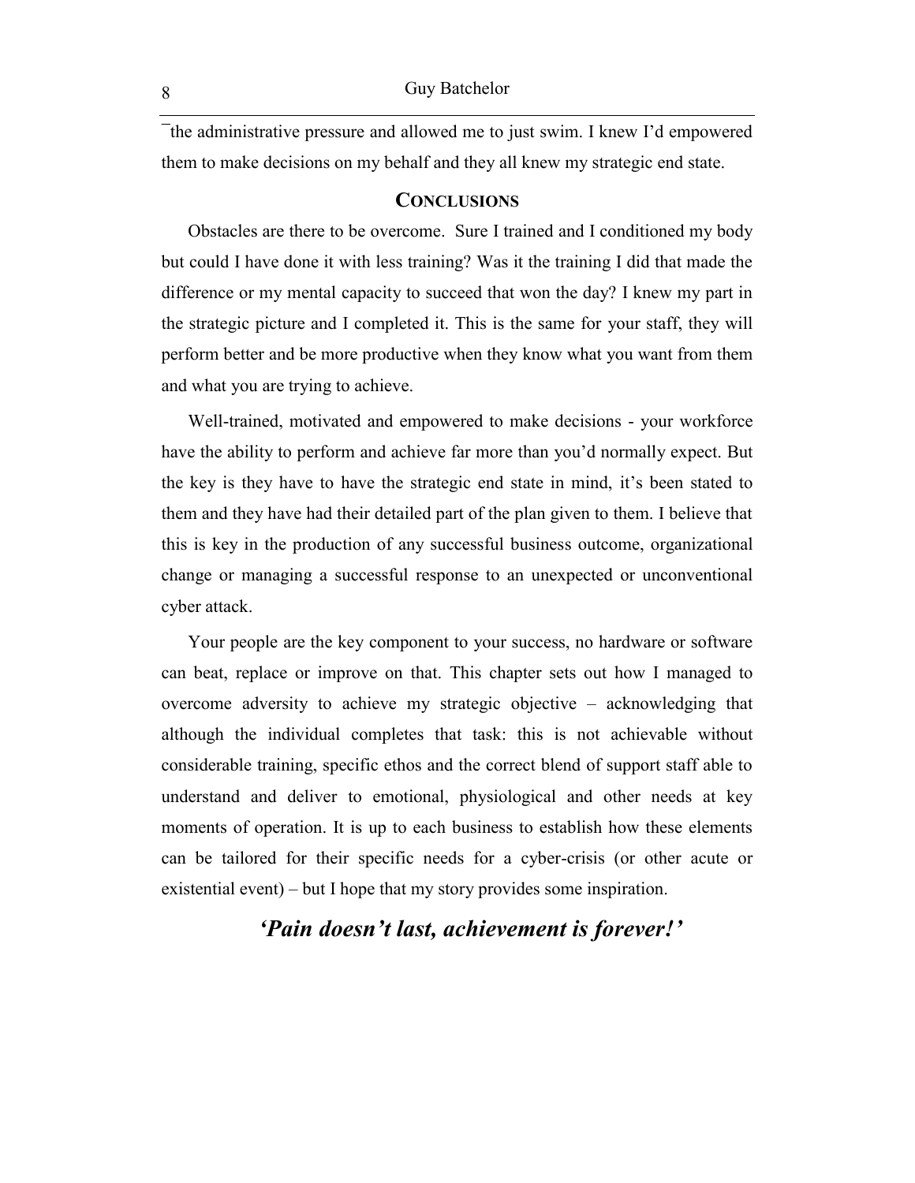the administrative pressure and allowed me to just swim. I knew I'd empowered them to make decisions on my behalf and they all knew my strategic end state.

## Conclusions

Obstacles are there to be overcome. Sure I trained and I conditioned my body but could I have done it with less training? Was it the training I did that made the difference or my mental capacity to succeed that won the day? I knew my part in the strategic picture and I completed it. This is the same for your staff, they will perform better and be more productive when they know what you want from them and what you are trying to achieve.

Well-trained, motivated and empowered to make decisions - your workforce have the ability to perform and achieve far more than you'd normally expect. But the key is they have to have the strategic end state in mind, it's been stated to them and they have had their detailed part of the plan given to them. I believe that this is key in the production of any successful business outcome, organizational change or managing a successful response to an unexpected or unconventional cyber attack.

Your people are the key component to your success, no hardware or software can beat, replace or improve on that. This chapter sets out how I managed to overcome adversity to achieve my strategic objective – acknowledging that although the individual completes that task: this is not achievable without considerable training, specific ethos and the correct blend of support staff able to understand and deliver to emotional, physiological and other needs at key moments of operation. It is up to each business to establish how these elements can be tailored for their specific needs for a cyber-crisis (or other acute or existential event) – but I hope that my story provides some inspiration.

***'Pain doesn't last, achievement is forever!'***